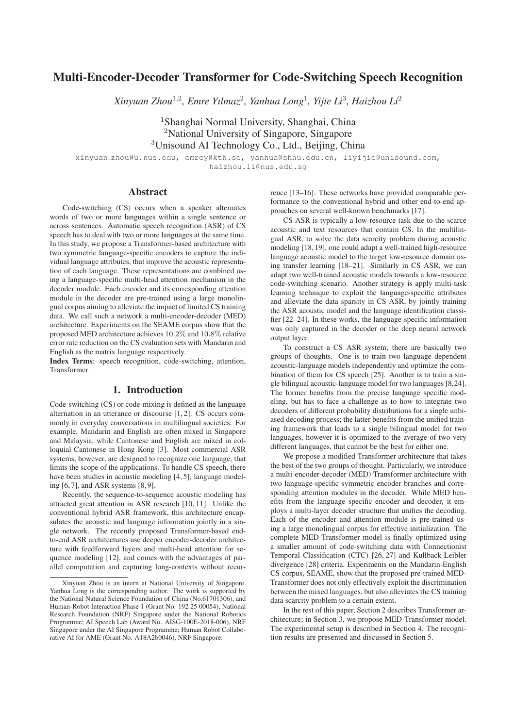# Multi-Encoder-Decoder Transformer for Code-Switching Speech Recognition

*Xinyuan Zhou*[1,2], *Emre Yılmaz*[2], *Yanhua Long*[1], *Yijie Li*[3], *Haizhou Li*[2]

[1]Shanghai Normal University, Shanghai, China
[2]National University of Singapore, Singapore
[3]Unisound AI Technology Co., Ltd., Beijing, China

xinyuan_zhou@u.nus.edu, emrey@kth.se, yanhua@shnu.edu.cn, liyijie@unisound.com, haizhou.li@nus.edu.sg

## Abstract

Code-switching (CS) occurs when a speaker alternates words of two or more languages within a single sentence or across sentences. Automatic speech recognition (ASR) of CS speech has to deal with two or more languages at the same time. In this study, we propose a Transformer-based architecture with two symmetric language-specific encoders to capture the individual language attributes, that improve the acoustic representation of each language. These representations are combined using a language-specific multi-head attention mechanism in the decoder module. Each encoder and its corresponding attention module in the decoder are pre-trained using a large monolingual corpus aiming to alleviate the impact of limited CS training data. We call such a network a multi-encoder-decoder (MED) architecture. Experiments on the SEAME corpus show that the proposed MED architecture achieves 10.2% and 10.8% relative error rate reduction on the CS evaluation sets with Mandarin and English as the matrix language respectively.

**Index Terms**: speech recognition, code-switching, attention, Transformer

## 1. Introduction

Code-switching (CS) or code-mixing is defined as the language alternation in an utterance or discourse [1, 2]. CS occurs commonly in everyday conversations in multilingual societies. For example, Mandarin and English are often mixed in Singapore and Malaysia, while Cantonese and English are mixed in colloquial Cantonese in Hong Kong [3]. Most commercial ASR systems, however, are designed to recognize one language, that limits the scope of the applications. To handle CS speech, there have been studies in acoustic modeling [4, 5], language modeling [6, 7], and ASR systems [8, 9].

Recently, the sequence-to-sequence acoustic modeling has attracted great attention in ASR research [10, 11]. Unlike the conventional hybrid ASR framework, this architecture encapsulates the acoustic and language information jointly in a single network. The recently proposed Transformer-based end-to-end ASR architectures use deeper encoder-decoder architecture with feedforward layers and multi-head attention for sequence modeling [12], and comes with the advantages of parallel computation and capturing long-contexts without recurrence [13–16]. These networks have provided comparable performance to the conventional hybrid and other end-to-end approaches on several well-known benchmarks [17].

CS ASR is typically a low-resource task due to the scarce acoustic and text resources that contain CS. In the multilingual ASR, to solve the data scarcity problem during acoustic modeling [18, 19], one could adapt a well-trained high-resource language acoustic model to the target low-resource domain using transfer learning [18–21]. Similarly in CS ASR, we can adapt two well-trained acoustic models towards a low-resource code-switching scenario. Another strategy is apply multi-task learning technique to exploit the language-specific attributes and alleviate the data sparsity in CS ASR, by jointly training the ASR acoustic model and the language identification classifier [22–24]. In these works, the language-specific information was only captured in the decoder or the deep neural network output layer.

To construct a CS ASR system, there are basically two groups of thoughts. One is to train two language dependent acoustic-language models independently and optimize the combination of them for CS speech [25]. Another is to train a single bilingual acoustic-language model for two languages [8,24]. The former benefits from the precise language specific modeling, but has to face a challenge as to how to integrate two decoders of different probability distributions for a single unbiased decoding process; the latter benefits from the unified training framework that leads to a single bilingual model for two languages, however it is optimized to the average of two very different languages, that cannot be the best for either one.

We propose a modified Transformer architecture that takes the best of the two groups of thought. Particularly, we introduce a multi-encoder-decoder (MED) Transformer architecture with two language-specific symmetric encoder branches and corresponding attention modules in the decoder. While MED benefits from the language specific encoder and decoder, it employs a multi-layer decoder structure that unifies the decoding. Each of the encoder and attention module is pre-trained using a large monolingual corpus for effective initialization. The complete MED-Transformer model is finally optimized using a smaller amount of code-switching data with Connectionist Temporal Classification (CTC) [26, 27] and Kullback-Leibler divergence [28] criteria. Experiments on the Mandarin-English CS corpus, SEAME, show that the proposed pre-trained MED-Transformer does not only effectively exploit the discrimination between the mixed languages, but also alleviates the CS training data scarcity problem to a certain extent.

In the rest of this paper, Section 2 describes Transformer architecture; in Section 3, we propose MED-Transformer model. The experimental setup is described in Section 4. The recognition results are presented and discussed in Section 5.

---

Xinyuan Zhou is an intern at National University of Singapore. Yanhua Long is the corresponding author. The work is supported by the National Natural Science Foundation of China (No.61701306), and Human-Robot Interaction Phase 1 (Grant No. 192 25 00054), National Research Foundation (NRF) Singapore under the National Robotics Programme; AI Speech Lab (Award No. AISG-100E-2018-006), NRF Singapore under the AI Singapore Programme; Human Robot Collaborative AI for AME (Grant No. A18A2b0046), NRF Singapore.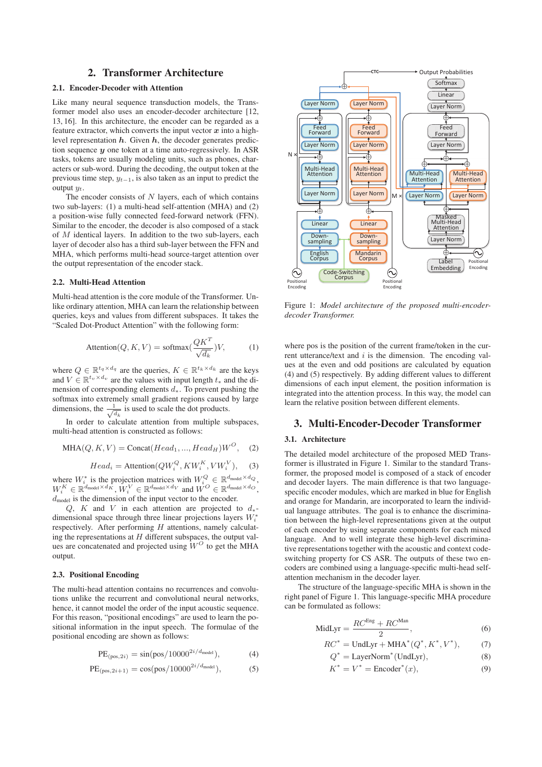## 2. Transformer Architecture

### 2.1. Encoder-Decoder with Attention

Like many neural sequence transduction models, the Transformer model also uses an encoder-decoder architecture [12, 13, 16]. In this architecture, the encoder can be regarded as a feature extractor, which converts the input vector $\boldsymbol{x}$ into a high-level representation $\boldsymbol{h}$. Given $\boldsymbol{h}$, the decoder generates prediction sequence $\boldsymbol{y}$ one token at a time auto-regressively. In ASR tasks, tokens are usually modeling units, such as phones, characters or sub-word. During the decoding, the output token at the previous time step, $y_{t-1}$, is also taken as an input to predict the output $y_t$.

The encoder consists of $N$ layers, each of which contains two sub-layers: (1) a multi-head self-attention (MHA) and (2) a position-wise fully connected feed-forward network (FFN). Similar to the encoder, the decoder is also composed of a stack of $M$ identical layers. In addition to the two sub-layers, each layer of decoder also has a third sub-layer between the FFN and MHA, which performs multi-head source-target attention over the output representation of the encoder stack.

### 2.2. Multi-Head Attention

Multi-head attention is the core module of the Transformer. Unlike ordinary attention, MHA can learn the relationship between queries, keys and values from different subspaces. It takes the "Scaled Dot-Product Attention" with the following form:

$$\text{Attention}(Q, K, V) = \text{softmax}(\frac{QK^T}{\sqrt{d_k}})V, \tag{1}$$

where $Q \in \mathbb{R}^{t_q \times d_q}$ are the queries, $K \in \mathbb{R}^{t_k \times d_k}$ are the keys and $V \in \mathbb{R}^{t_v \times d_v}$ are the values with input length $t_*$ and the dimension of corresponding elements $d_*$. To prevent pushing the softmax into extremely small gradient regions caused by large dimensions, the $\frac{1}{\sqrt{d_k}}$ is used to scale the dot products.

In order to calculate attention from multiple subspaces, multi-head attention is constructed as follows:

$$\text{MHA}(Q, K, V) = \text{Concat}(Head_1, ..., Head_H)W^O, \tag{2}$$

$$Head_i = \text{Attention}(QW_i^Q, KW_i^K, VW_i^V), \tag{3}$$

where $W_i^*$ is the projection matrices with $W_i^Q \in \mathbb{R}^{d_{\text{model}} \times d_Q}$, $W_i^K \in \mathbb{R}^{d_{\text{model}} \times d_K}$, $W_i^V \in \mathbb{R}^{d_{\text{model}} \times d_V}$ and $W^O \in \mathbb{R}^{d_{\text{model}} \times d_O}$, $d_{\text{model}}$ is the dimension of the input vector to the encoder.

$Q$, $K$ and $V$ in each attention are projected to $d_*$-dimensional space through three linear projections layers $W_i^*$ respectively. After performing $H$ attentions, namely calculating the representations at $H$ different subspaces, the output values are concatenated and projected using $W^O$ to get the MHA output.

### 2.3. Positional Encoding

The multi-head attention contains no recurrences and convolutions unlike the recurrent and convolutional neural networks, hence, it cannot model the order of the input acoustic sequence. For this reason, "positional encodings" are used to learn the positional information in the input speech. The formulae of the positional encoding are shown as follows:

$$\text{PE}_{(\text{pos}, 2i)} = \sin(\text{pos}/10000^{2i/d_{\text{model}}}), \tag{4}$$

$$\text{PE}_{(\text{pos}, 2i+1)} = \cos(\text{pos}/10000^{2i/d_{\text{model}}}), \tag{5}$$

Figure 1: *Model architecture of the proposed multi-encoder-decoder Transformer.*

where pos is the position of the current frame/token in the current utterance/text and $i$ is the dimension. The encoding values at the even and odd positions are calculated by equation (4) and (5) respectively. By adding different values to different dimensions of each input element, the position information is integrated into the attention process. In this way, the model can learn the relative position between different elements.

## 3. Multi-Encoder-Decoder Transformer

### 3.1. Architecture

The detailed model architecture of the proposed MED Transformer is illustrated in Figure 1. Similar to the standard Transformer, the proposed model is composed of a stack of encoder and decoder layers. The main difference is that two language-specific encoder modules, which are marked in blue for English and orange for Mandarin, are incorporated to learn the individual language attributes. The goal is to enhance the discrimination between the high-level representations given at the output of each encoder by using separate components for each mixed language. And to well integrate these high-level discriminative representations together with the acoustic and context code-switching property for CS ASR. The outputs of these two encoders are combined using a language-specific multi-head self-attention mechanism in the decoder layer.

The structure of the language-specific MHA is shown in the right panel of Figure 1. This language-specific MHA procedure can be formulated as follows:

$$\text{MidLyr} = \frac{RC^{\text{Eng}} + RC^{\text{Man}}}{2}, \tag{6}$$

$$RC^* = \text{UndLyr} + \text{MHA}^*(Q^*, K^*, V^*), \tag{7}$$

$$Q^* = \text{LayerNorm}^*(\text{UndLyr}), \tag{8}$$

$$K^* = V^* = \text{Encoder}^*(x), \tag{9}$$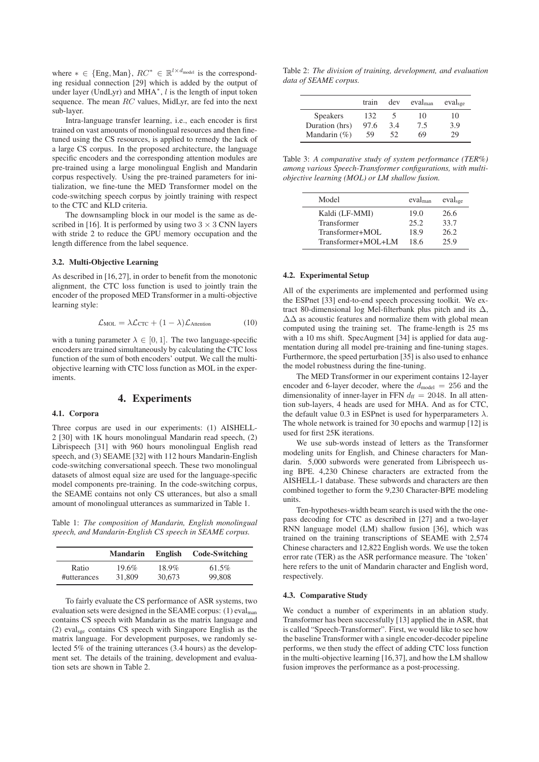where $* \in \{\text{Eng}, \text{Man}\}$, $RC^* \in \mathbb{R}^{l \times d_{\text{model}}}$ is the corresponding residual connection [29] which is added by the output of under layer (UndLyr) and MHA$^*$, $l$ is the length of input token sequence. The mean $RC$ values, MidLyr, are fed into the next sub-layer.

Intra-language transfer learning, i.e., each encoder is first trained on vast amounts of monolingual resources and then fine-tuned using the CS resources, is applied to remedy the lack of a large CS corpus. In the proposed architecture, the language specific encoders and the corresponding attention modules are pre-trained using a large monolingual English and Mandarin corpus respectively. Using the pre-trained parameters for initialization, we fine-tune the MED Transformer model on the code-switching speech corpus by jointly training with respect to the CTC and KLD criteria.

The downsampling block in our model is the same as described in [16]. It is performed by using two $3 \times 3$ CNN layers with stride 2 to reduce the GPU memory occupation and the length difference from the label sequence.

### 3.2. Multi-Objective Learning

As described in [16, 27], in order to benefit from the monotonic alignment, the CTC loss function is used to jointly train the encoder of the proposed MED Transformer in a multi-objective learning style:

$$\mathcal{L}_{\text{MOL}} = \lambda \mathcal{L}_{\text{CTC}} + (1 - \lambda)\mathcal{L}_{\text{Attention}} \tag{10}$$

with a tuning parameter $\lambda \in [0, 1]$. The two language-specific encoders are trained simultaneously by calculating the CTC loss function of the sum of both encoders' output. We call the multi-objective learning with CTC loss function as MOL in the experiments.

## 4. Experiments

### 4.1. Corpora

Three corpus are used in our experiments: (1) AISHELL-2 [30] with 1K hours monolingual Mandarin read speech, (2) Librispeech [31] with 960 hours monolingual English read speech, and (3) SEAME [32] with 112 hours Mandarin-English code-switching conversational speech. These two monolingual datasets of almost equal size are used for the language-specific model components pre-training. In the code-switching corpus, the SEAME contains not only CS utterances, but also a small amount of monolingual utterances as summarized in Table 1.

Table 1: *The composition of Mandarin, English monolingual speech, and Mandarin-English CS speech in SEAME corpus.*

| | **Mandarin** | **English** | **Code-Switching** |
|---|---|---|---|
| Ratio | 19.6% | 18.9% | 61.5% |
| #utterances | 31,809 | 30,673 | 99,808 |

To fairly evaluate the CS performance of ASR systems, two evaluation sets were designed in the SEAME corpus: (1) $\text{eval}_{\text{man}}$ contains CS speech with Mandarin as the matrix language and (2) $\text{eval}_{\text{sge}}$ contains CS speech with Singapore English as the matrix language. For development purposes, we randomly selected 5% of the training utterances (3.4 hours) as the development set. The details of the training, development and evaluation sets are shown in Table 2.

Table 2: *The division of training, development, and evaluation data of SEAME corpus.*

| | train | dev | $\text{eval}_{\text{man}}$ | $\text{eval}_{\text{sge}}$ |
|---|---|---|---|---|
| Speakers | 132 | 5 | 10 | 10 |
| Duration (hrs) | 97.6 | 3.4 | 7.5 | 3.9 |
| Mandarin (%) | 59 | 52 | 69 | 29 |

Table 3: *A comparative study of system performance (TER%) among various Speech-Transformer configurations, with multi-objective learning (MOL) or LM shallow fusion.*

| Model | $\text{eval}_{\text{man}}$ | $\text{eval}_{\text{sge}}$ |
|---|---|---|
| Kaldi (LF-MMI) | 19.0 | 26.6 |
| Transformer | 25.2 | 33.7 |
| Transformer+MOL | 18.9 | 26.2 |
| Transformer+MOL+LM | 18.6 | 25.9 |

### 4.2. Experimental Setup

All of the experiments are implemented and performed using the ESPnet [33] end-to-end speech processing toolkit. We extract 80-dimensional log Mel-filterbank plus pitch and its $\Delta$, $\Delta\Delta$ as acoustic features and normalize them with global mean computed using the training set. The frame-length is 25 ms with a 10 ms shift. SpecAugment [34] is applied for data augmentation during all model pre-training and fine-tuning stages. Furthermore, the speed perturbation [35] is also used to enhance the model robustness during the fine-tuning.

The MED Transformer in our experiment contains 12-layer encoder and 6-layer decoder, where the $d_{\text{model}} = 256$ and the dimensionality of inner-layer in FFN $d_{\text{ff}} = 2048$. In all attention sub-layers, 4 heads are used for MHA. And as for CTC, the default value 0.3 in ESPnet is used for hyperparameters $\lambda$. The whole network is trained for 30 epochs and warmup [12] is used for first 25K iterations.

We use sub-words instead of letters as the Transformer modeling units for English, and Chinese characters for Mandarin. 5,000 subwords were generated from Librispeech using BPE. 4,230 Chinese characters are extracted from the AISHELL-1 database. These subwords and characters are then combined together to form the 9,230 Character-BPE modeling units.

Ten-hypotheses-width beam search is used with the the one-pass decoding for CTC as described in [27] and a two-layer RNN language model (LM) shallow fusion [36], which was trained on the training transcriptions of SEAME with 2,574 Chinese characters and 12,822 English words. We use the token error rate (TER) as the ASR performance measure. The 'token' here refers to the unit of Mandarin character and English word, respectively.

### 4.3. Comparative Study

We conduct a number of experiments in an ablation study. Transformer has been successfully [13] applied the in ASR, that is called "Speech-Transformer". First, we would like to see how the baseline Transformer with a single encoder-decoder pipeline performs, we then study the effect of adding CTC loss function in the multi-objective learning [16,37], and how the LM shallow fusion improves the performance as a post-processing.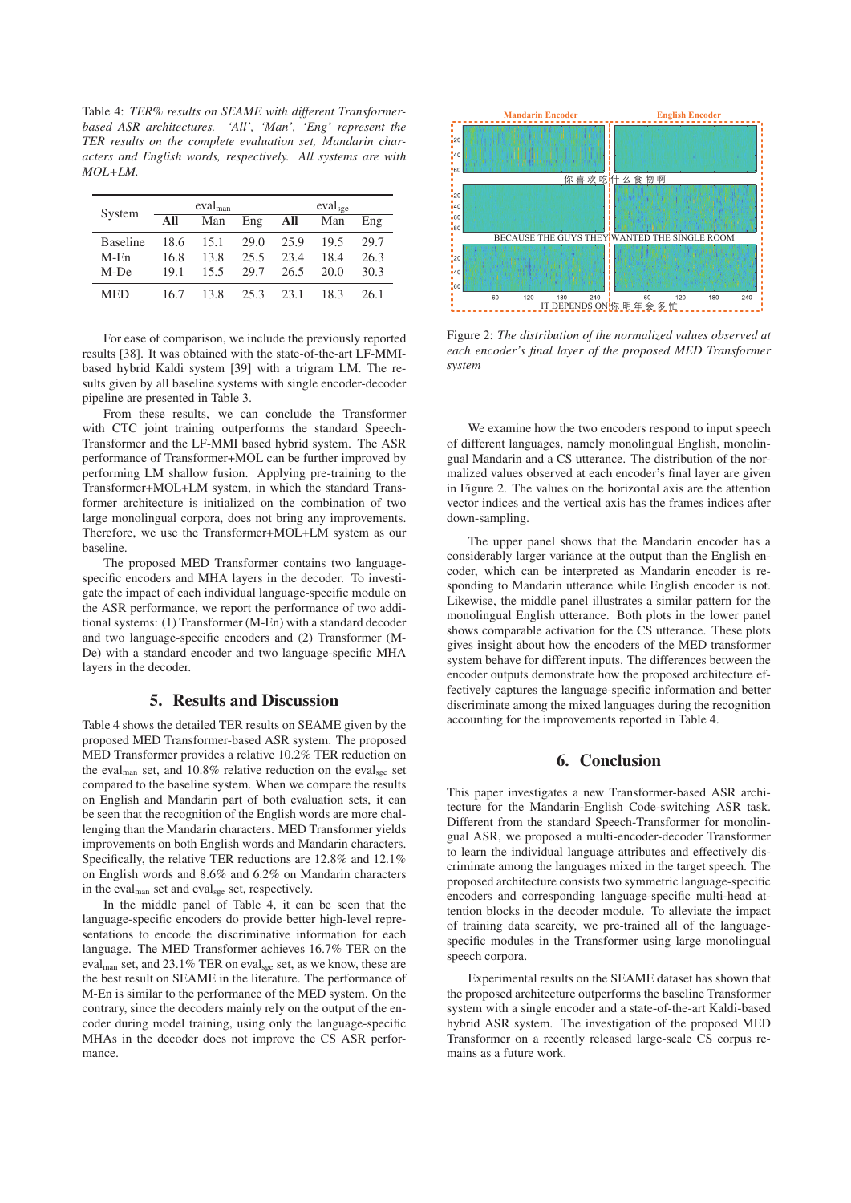Table 4: *TER% results on SEAME with different Transformer-based ASR architectures. 'All', 'Man', 'Eng' represent the TER results on the complete evaluation set, Mandarin characters and English words, respectively. All systems are with MOL+LM.*

| System | $eval_{man}$ | | | $eval_{sge}$ | | |
|---|---|---|---|---|---|---|
| | **All** | Man | Eng | **All** | Man | Eng |
| Baseline | 18.6 | 15.1 | 29.0 | 25.9 | 19.5 | 29.7 |
| M-En | 16.8 | 13.8 | 25.5 | 23.4 | 18.4 | 26.3 |
| M-De | 19.1 | 15.5 | 29.7 | 26.5 | 20.0 | 30.3 |
| MED | 16.7 | 13.8 | 25.3 | 23.1 | 18.3 | 26.1 |

For ease of comparison, we include the previously reported results [38]. It was obtained with the state-of-the-art LF-MMI-based hybrid Kaldi system [39] with a trigram LM. The results given by all baseline systems with single encoder-decoder pipeline are presented in Table 3.

From these results, we can conclude the Transformer with CTC joint training outperforms the standard Speech-Transformer and the LF-MMI based hybrid system. The ASR performance of Transformer+MOL can be further improved by performing LM shallow fusion. Applying pre-training to the Transformer+MOL+LM system, in which the standard Transformer architecture is initialized on the combination of two large monolingual corpora, does not bring any improvements. Therefore, we use the Transformer+MOL+LM system as our baseline.

The proposed MED Transformer contains two language-specific encoders and MHA layers in the decoder. To investigate the impact of each individual language-specific module on the ASR performance, we report the performance of two additional systems: (1) Transformer (M-En) with a standard decoder and two language-specific encoders and (2) Transformer (M-De) with a standard encoder and two language-specific MHA layers in the decoder.

## 5. Results and Discussion

Table 4 shows the detailed TER results on SEAME given by the proposed MED Transformer-based ASR system. The proposed MED Transformer provides a relative 10.2% TER reduction on the $eval_{man}$ set, and 10.8% relative reduction on the $eval_{sge}$ set compared to the baseline system. When we compare the results on English and Mandarin part of both evaluation sets, it can be seen that the recognition of the English words are more challenging than the Mandarin characters. MED Transformer yields improvements on both English words and Mandarin characters. Specifically, the relative TER reductions are 12.8% and 12.1% on English words and 8.6% and 6.2% on Mandarin characters in the $eval_{man}$ set and $eval_{sge}$ set, respectively.

In the middle panel of Table 4, it can be seen that the language-specific encoders do provide better high-level representations to encode the discriminative information for each language. The MED Transformer achieves 16.7% TER on the $eval_{man}$ set, and 23.1% TER on $eval_{sge}$ set, as we know, these are the best result on SEAME in the literature. The performance of M-En is similar to the performance of the MED system. On the contrary, since the decoders mainly rely on the output of the encoder during model training, using only the language-specific MHAs in the decoder does not improve the CS ASR performance.

Figure 2: *The distribution of the normalized values observed at each encoder's final layer of the proposed MED Transformer system*

We examine how the two encoders respond to input speech of different languages, namely monolingual English, monolingual Mandarin and a CS utterance. The distribution of the normalized values observed at each encoder's final layer are given in Figure 2. The values on the horizontal axis are the attention vector indices and the vertical axis has the frames indices after down-sampling.

The upper panel shows that the Mandarin encoder has a considerably larger variance at the output than the English encoder, which can be interpreted as Mandarin encoder is responding to Mandarin utterance while English encoder is not. Likewise, the middle panel illustrates a similar pattern for the monolingual English utterance. Both plots in the lower panel shows comparable activation for the CS utterance. These plots gives insight about how the encoders of the MED transformer system behave for different inputs. The differences between the encoder outputs demonstrate how the proposed architecture effectively captures the language-specific information and better discriminate among the mixed languages during the recognition accounting for the improvements reported in Table 4.

## 6. Conclusion

This paper investigates a new Transformer-based ASR architecture for the Mandarin-English Code-switching ASR task. Different from the standard Speech-Transformer for monolingual ASR, we proposed a multi-encoder-decoder Transformer to learn the individual language attributes and effectively discriminate among the languages mixed in the target speech. The proposed architecture consists two symmetric language-specific encoders and corresponding language-specific multi-head attention blocks in the decoder module. To alleviate the impact of training data scarcity, we pre-trained all of the language-specific modules in the Transformer using large monolingual speech corpora.

Experimental results on the SEAME dataset has shown that the proposed architecture outperforms the baseline Transformer system with a single encoder and a state-of-the-art Kaldi-based hybrid ASR system. The investigation of the proposed MED Transformer on a recently released large-scale CS corpus remains as a future work.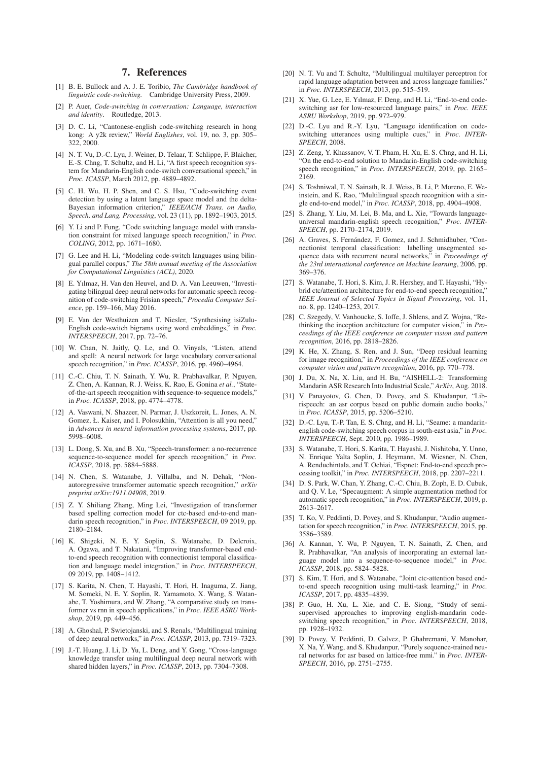## 7. References

[1] B. E. Bullock and A. J. E. Toribio, *The Cambridge handbook of linguistic code-switching.* Cambridge University Press, 2009.

[2] P. Auer, *Code-switching in conversation: Language, interaction and identity*. Routledge, 2013.

[3] D. C. Li, "Cantonese-english code-switching research in hong kong: A y2k review," *World Englishes*, vol. 19, no. 3, pp. 305–322, 2000.

[4] N. T. Vu, D.-C. Lyu, J. Weiner, D. Telaar, T. Schlippe, F. Blaicher, E.-S. Chng, T. Schultz, and H. Li, "A first speech recognition system for Mandarin-English code-switch conversational speech," in *Proc. ICASSP*, March 2012, pp. 4889–4892.

[5] C. H. Wu, H. P. Shen, and C. S. Hsu, "Code-switching event detection by using a latent language space model and the delta-Bayesian information criterion," *IEEE/ACM Trans. on Audio, Speech, and Lang. Processing*, vol. 23 (11), pp. 1892–1903, 2015.

[6] Y. Li and P. Fung, "Code switching language model with translation constraint for mixed language speech recognition," in *Proc. COLING*, 2012, pp. 1671–1680.

[7] G. Lee and H. Li, "Modeling code-switch languages using bilingual parallel corpus," *The 58th annual meeting of the Association for Computational Linguistics (ACL)*, 2020.

[8] E. Yılmaz, H. Van den Heuvel, and D. A. Van Leeuwen, "Investigating bilingual deep neural networks for automatic speech recognition of code-switching Frisian speech," *Procedia Computer Science*, pp. 159–166, May 2016.

[9] E. Van der Westhuizen and T. Niesler, "Synthesising isiZulu-English code-switch bigrams using word embeddings," in *Proc. INTERSPEECH*, 2017, pp. 72–76.

[10] W. Chan, N. Jaitly, Q. Le, and O. Vinyals, "Listen, attend and spell: A neural network for large vocabulary conversational speech recognition," in *Proc. ICASSP*, 2016, pp. 4960–4964.

[11] C.-C. Chiu, T. N. Sainath, Y. Wu, R. Prabhavalkar, P. Nguyen, Z. Chen, A. Kannan, R. J. Weiss, K. Rao, E. Gonina *et al.*, "State-of-the-art speech recognition with sequence-to-sequence models," in *Proc. ICASSP*, 2018, pp. 4774–4778.

[12] A. Vaswani, N. Shazeer, N. Parmar, J. Uszkoreit, L. Jones, A. N. Gomez, Ł. Kaiser, and I. Polosukhin, "Attention is all you need," in *Advances in neural information processing systems*, 2017, pp. 5998–6008.

[13] L. Dong, S. Xu, and B. Xu, "Speech-transformer: a no-recurrence sequence-to-sequence model for speech recognition," in *Proc. ICASSP*, 2018, pp. 5884–5888.

[14] N. Chen, S. Watanabe, J. Villalba, and N. Dehak, "Non-autoregressive transformer automatic speech recognition," *arXiv preprint arXiv:1911.04908*, 2019.

[15] Z. Y. Shiliang Zhang, Ming Lei, "Investigation of transformer based spelling correction model for ctc-based end-to-end mandarin speech recognition," in *Proc. INTERSPEECH*, 09 2019, pp. 2180–2184.

[16] K. Shigeki, N. E. Y. Soplin, S. Watanabe, D. Delcroix, A. Ogawa, and T. Nakatani, "Improving transformer-based end-to-end speech recognition with connectionist temporal classification and language model integration," in *Proc. INTERSPEECH*, 09 2019, pp. 1408–1412.

[17] S. Karita, N. Chen, T. Hayashi, T. Hori, H. Inaguma, Z. Jiang, M. Someki, N. E. Y. Soplin, R. Yamamoto, X. Wang, S. Watanabe, T. Yoshimura, and W. Zhang, "A comparative study on transformer vs rnn in speech applications," in *Proc. IEEE ASRU Workshop*, 2019, pp. 449–456.

[18] A. Ghoshal, P. Swietojanski, and S. Renals, "Multilingual training of deep neural networks," in *Proc. ICASSP*, 2013, pp. 7319–7323.

[19] J.-T. Huang, J. Li, D. Yu, L. Deng, and Y. Gong, "Cross-language knowledge transfer using multilingual deep neural network with shared hidden layers," in *Proc. ICASSP*, 2013, pp. 7304–7308.

[20] N. T. Vu and T. Schultz, "Multilingual multilayer perceptron for rapid language adaptation between and across language families." in *Proc. INTERSPEECH*, 2013, pp. 515–519.

[21] X. Yue, G. Lee, E. Yılmaz, F. Deng, and H. Li, "End-to-end code-switching asr for low-resourced language pairs," in *Proc. IEEE ASRU Workshop*, 2019, pp. 972–979.

[22] D.-C. Lyu and R.-Y. Lyu, "Language identification on code-switching utterances using multiple cues," in *Proc. INTERSPEECH*, 2008.

[23] Z. Zeng, Y. Khassanov, V. T. Pham, H. Xu, E. S. Chng, and H. Li, "On the end-to-end solution to Mandarin-English code-switching speech recognition," in *Proc. INTERSPEECH*, 2019, pp. 2165–2169.

[24] S. Toshniwal, T. N. Sainath, R. J. Weiss, B. Li, P. Moreno, E. Weinstein, and K. Rao, "Multilingual speech recognition with a single end-to-end model," in *Proc. ICASSP*, 2018, pp. 4904–4908.

[25] S. Zhang, Y. Liu, M. Lei, B. Ma, and L. Xie, "Towards language-universal mandarin-english speech recognition," *Proc. INTERSPEECH*, pp. 2170–2174, 2019.

[26] A. Graves, S. Fernández, F. Gomez, and J. Schmidhuber, "Connectionist temporal classification: labelling unsegmented sequence data with recurrent neural networks," in *Proceedings of the 23rd international conference on Machine learning*, 2006, pp. 369–376.

[27] S. Watanabe, T. Hori, S. Kim, J. R. Hershey, and T. Hayashi, "Hybrid ctc/attention architecture for end-to-end speech recognition," *IEEE Journal of Selected Topics in Signal Processing*, vol. 11, no. 8, pp. 1240–1253, 2017.

[28] C. Szegedy, V. Vanhoucke, S. Ioffe, J. Shlens, and Z. Wojna, "Rethinking the inception architecture for computer vision," in *Proceedings of the IEEE conference on computer vision and pattern recognition*, 2016, pp. 2818–2826.

[29] K. He, X. Zhang, S. Ren, and J. Sun, "Deep residual learning for image recognition," in *Proceedings of the IEEE conference on computer vision and pattern recognition*, 2016, pp. 770–778.

[30] J. Du, X. Na, X. Liu, and H. Bu, "AISHELL-2: Transforming Mandarin ASR Research Into Industrial Scale," *ArXiv*, Aug. 2018.

[31] V. Panayotov, G. Chen, D. Povey, and S. Khudanpur, "Librispeech: an asr corpus based on public domain audio books," in *Proc. ICASSP*, 2015, pp. 5206–5210.

[32] D.-C. Lyu, T.-P. Tan, E. S. Chng, and H. Li, "Seame: a mandarin-english code-switching speech corpus in south-east asia," in *Proc. INTERSPEECH*, Sept. 2010, pp. 1986–1989.

[33] S. Watanabe, T. Hori, S. Karita, T. Hayashi, J. Nishitoba, Y. Unno, N. Enrique Yalta Soplin, J. Heymann, M. Wiesner, N. Chen, A. Renduchintala, and T. Ochiai, "Espnet: End-to-end speech processing toolkit," in *Proc. INTERSPEECH*, 2018, pp. 2207–2211.

[34] D. S. Park, W. Chan, Y. Zhang, C.-C. Chiu, B. Zoph, E. D. Cubuk, and Q. V. Le, "Specaugment: A simple augmentation method for automatic speech recognition," in *Proc. INTERSPEECH*, 2019, p. 2613–2617.

[35] T. Ko, V. Peddinti, D. Povey, and S. Khudanpur, "Audio augmentation for speech recognition," in *Proc. INTERSPEECH*, 2015, pp. 3586–3589.

[36] A. Kannan, Y. Wu, P. Nguyen, T. N. Sainath, Z. Chen, and R. Prabhavalkar, "An analysis of incorporating an external language model into a sequence-to-sequence model," in *Proc. ICASSP*, 2018, pp. 5824–5828.

[37] S. Kim, T. Hori, and S. Watanabe, "Joint ctc-attention based end-to-end speech recognition using multi-task learning," in *Proc. ICASSP*, 2017, pp. 4835–4839.

[38] P. Guo, H. Xu, L. Xie, and C. E. Siong, "Study of semi-supervised approaches to improving english-mandarin code-switching speech recognition," in *Proc. INTERSPEECH*, 2018, pp. 1928–1932.

[39] D. Povey, V. Peddinti, D. Galvez, P. Ghahremani, V. Manohar, X. Na, Y. Wang, and S. Khudanpur, "Purely sequence-trained neural networks for asr based on lattice-free mmi." in *Proc. INTERSPEECH*, 2016, pp. 2751–2755.